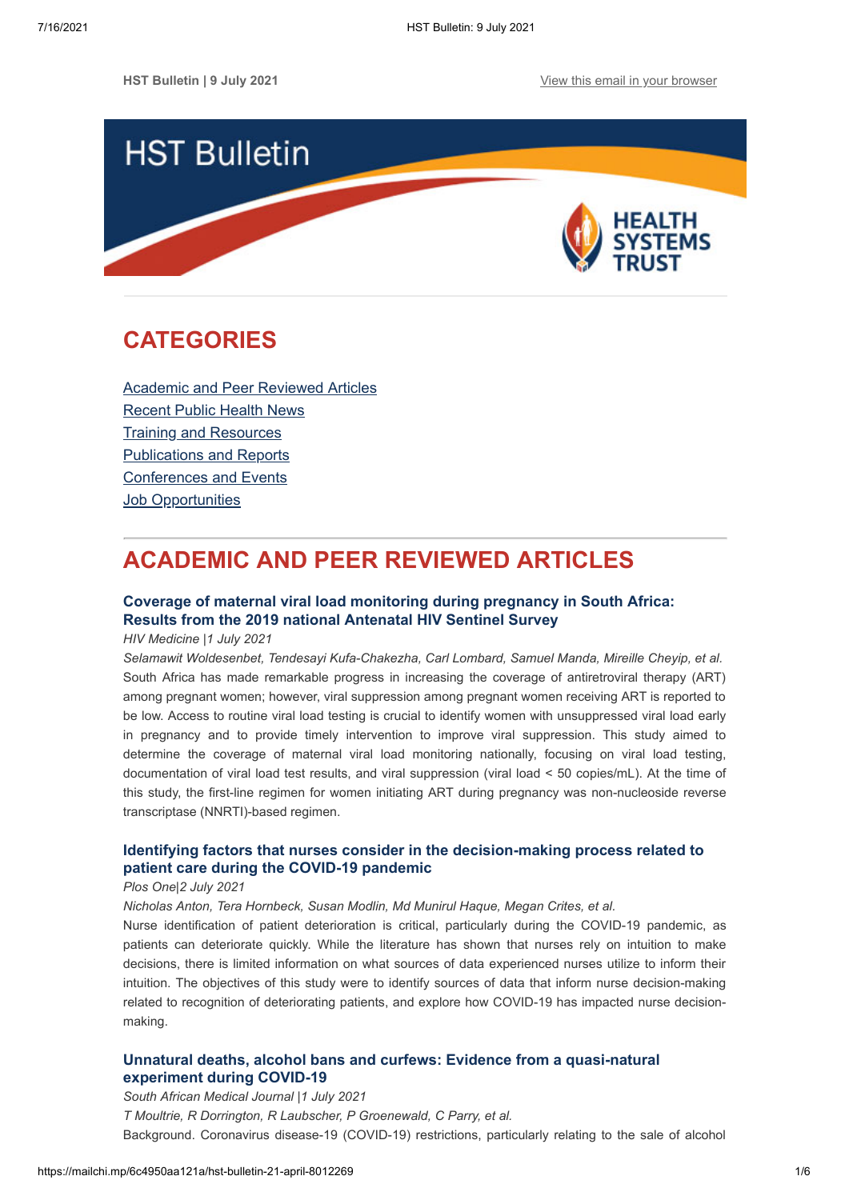HST Bulletin | 9 July 2021

View this email in your browser

# HST Bulletin

HEALTH SYSTEMS TRUST

## CATEGORIES

Academic and Peer Reviewed Articles
Recent Public Health News
Training and Resources
Publications and Reports
Conferences and Events
Job Opportunities

## ACADEMIC AND PEER REVIEWED ARTICLES

### Coverage of maternal viral load monitoring during pregnancy in South Africa: Results from the 2019 national Antenatal HIV Sentinel Survey

*HIV Medicine |1 July 2021*

*Selamawit Woldesenbet, Tendesayi Kufa-Chakezha, Carl Lombard, Samuel Manda, Mireille Cheyip, et al.*

South Africa has made remarkable progress in increasing the coverage of antiretroviral therapy (ART) among pregnant women; however, viral suppression among pregnant women receiving ART is reported to be low. Access to routine viral load testing is crucial to identify women with unsuppressed viral load early in pregnancy and to provide timely intervention to improve viral suppression. This study aimed to determine the coverage of maternal viral load monitoring nationally, focusing on viral load testing, documentation of viral load test results, and viral suppression (viral load < 50 copies/mL). At the time of this study, the first-line regimen for women initiating ART during pregnancy was non-nucleoside reverse transcriptase (NNRTI)-based regimen.

### Identifying factors that nurses consider in the decision-making process related to patient care during the COVID-19 pandemic

*Plos One|2 July 2021*

*Nicholas Anton, Tera Hornbeck, Susan Modlin, Md Munirul Haque, Megan Crites, et al.*

Nurse identification of patient deterioration is critical, particularly during the COVID-19 pandemic, as patients can deteriorate quickly. While the literature has shown that nurses rely on intuition to make decisions, there is limited information on what sources of data experienced nurses utilize to inform their intuition. The objectives of this study were to identify sources of data that inform nurse decision-making related to recognition of deteriorating patients, and explore how COVID-19 has impacted nurse decision-making.

### Unnatural deaths, alcohol bans and curfews: Evidence from a quasi-natural experiment during COVID-19

*South African Medical Journal |1 July 2021*

*T Moultrie, R Dorrington, R Laubscher, P Groenewald, C Parry, et al.*

Background. Coronavirus disease-19 (COVID-19) restrictions, particularly relating to the sale of alcohol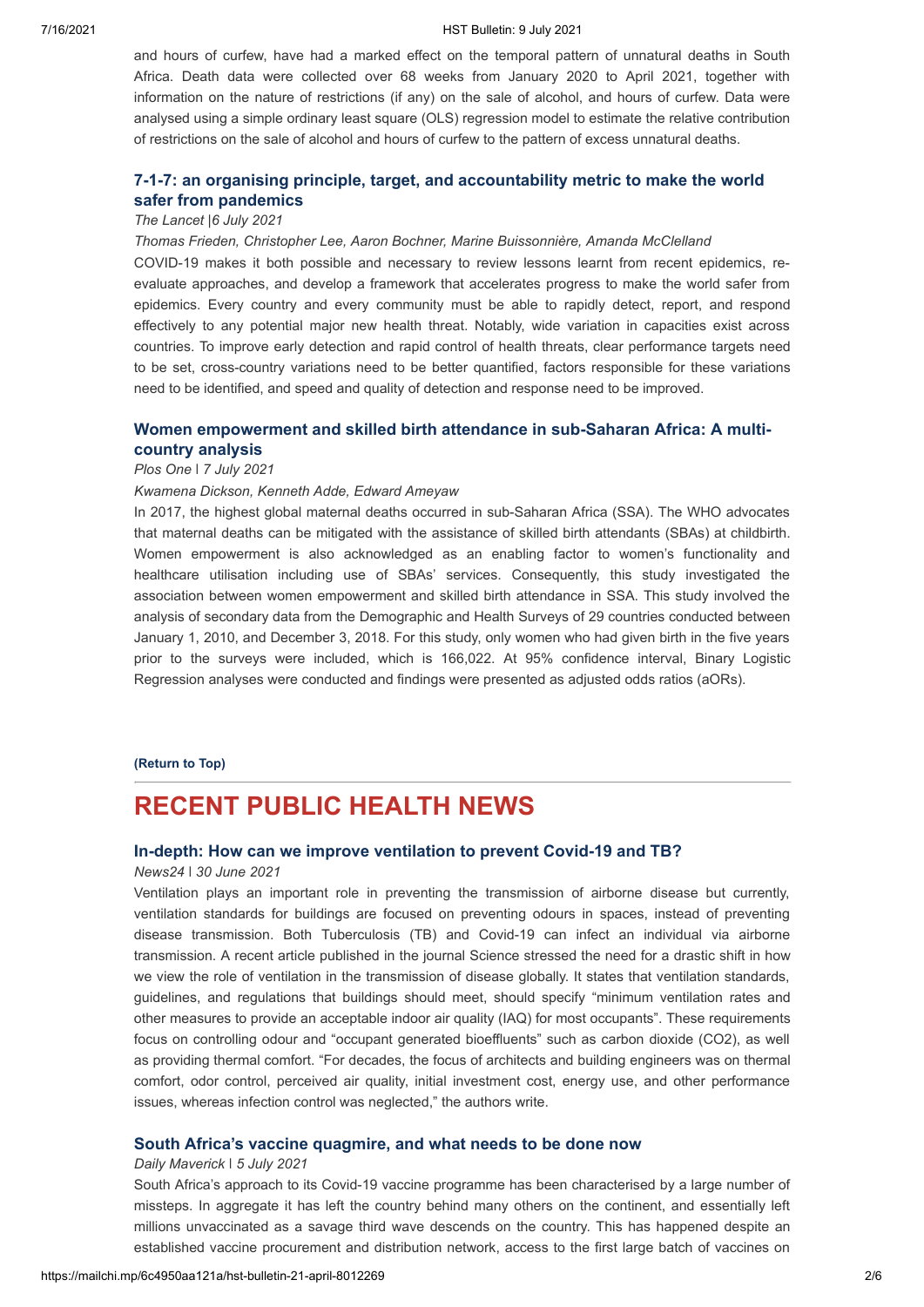and hours of curfew, have had a marked effect on the temporal pattern of unnatural deaths in South Africa. Death data were collected over 68 weeks from January 2020 to April 2021, together with information on the nature of restrictions (if any) on the sale of alcohol, and hours of curfew. Data were analysed using a simple ordinary least square (OLS) regression model to estimate the relative contribution of restrictions on the sale of alcohol and hours of curfew to the pattern of excess unnatural deaths.

### 7-1-7: an organising principle, target, and accountability metric to make the world safer from pandemics

*The Lancet |6 July 2021*

*Thomas Frieden, Christopher Lee, Aaron Bochner, Marine Buissonnière, Amanda McClelland*

COVID-19 makes it both possible and necessary to review lessons learnt from recent epidemics, re-evaluate approaches, and develop a framework that accelerates progress to make the world safer from epidemics. Every country and every community must be able to rapidly detect, report, and respond effectively to any potential major new health threat. Notably, wide variation in capacities exist across countries. To improve early detection and rapid control of health threats, clear performance targets need to be set, cross-country variations need to be better quantified, factors responsible for these variations need to be identified, and speed and quality of detection and response need to be improved.

### Women empowerment and skilled birth attendance in sub-Saharan Africa: A multi-country analysis

*Plos One | 7 July 2021*

*Kwamena Dickson, Kenneth Adde, Edward Ameyaw*

In 2017, the highest global maternal deaths occurred in sub-Saharan Africa (SSA). The WHO advocates that maternal deaths can be mitigated with the assistance of skilled birth attendants (SBAs) at childbirth. Women empowerment is also acknowledged as an enabling factor to women's functionality and healthcare utilisation including use of SBAs' services. Consequently, this study investigated the association between women empowerment and skilled birth attendance in SSA. This study involved the analysis of secondary data from the Demographic and Health Surveys of 29 countries conducted between January 1, 2010, and December 3, 2018. For this study, only women who had given birth in the five years prior to the surveys were included, which is 166,022. At 95% confidence interval, Binary Logistic Regression analyses were conducted and findings were presented as adjusted odds ratios (aORs).

**(Return to Top)**

# RECENT PUBLIC HEALTH NEWS

### In-depth: How can we improve ventilation to prevent Covid-19 and TB?

*News24 | 30 June 2021*

Ventilation plays an important role in preventing the transmission of airborne disease but currently, ventilation standards for buildings are focused on preventing odours in spaces, instead of preventing disease transmission. Both Tuberculosis (TB) and Covid-19 can infect an individual via airborne transmission. A recent article published in the journal Science stressed the need for a drastic shift in how we view the role of ventilation in the transmission of disease globally. It states that ventilation standards, guidelines, and regulations that buildings should meet, should specify "minimum ventilation rates and other measures to provide an acceptable indoor air quality (IAQ) for most occupants". These requirements focus on controlling odour and "occupant generated bioeffluents" such as carbon dioxide ($CO_2$), as well as providing thermal comfort. "For decades, the focus of architects and building engineers was on thermal comfort, odor control, perceived air quality, initial investment cost, energy use, and other performance issues, whereas infection control was neglected," the authors write.

### South Africa's vaccine quagmire, and what needs to be done now

*Daily Maverick | 5 July 2021*

South Africa's approach to its Covid-19 vaccine programme has been characterised by a large number of missteps. In aggregate it has left the country behind many others on the continent, and essentially left millions unvaccinated as a savage third wave descends on the country. This has happened despite an established vaccine procurement and distribution network, access to the first large batch of vaccines on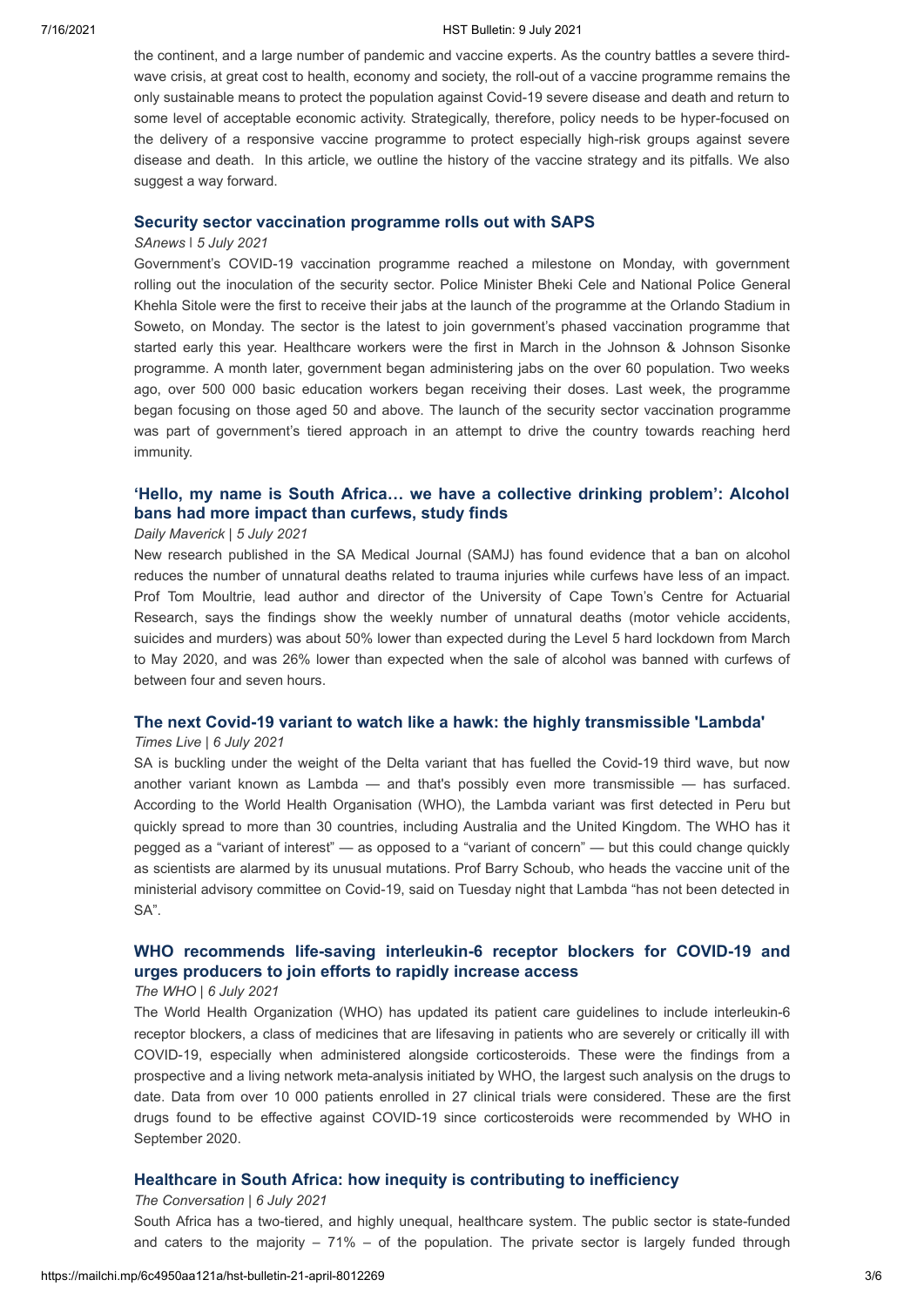the continent, and a large number of pandemic and vaccine experts. As the country battles a severe third-wave crisis, at great cost to health, economy and society, the roll-out of a vaccine programme remains the only sustainable means to protect the population against Covid-19 severe disease and death and return to some level of acceptable economic activity. Strategically, therefore, policy needs to be hyper-focused on the delivery of a responsive vaccine programme to protect especially high-risk groups against severe disease and death. In this article, we outline the history of the vaccine strategy and its pitfalls. We also suggest a way forward.

### Security sector vaccination programme rolls out with SAPS

*SAnews | 5 July 2021*

Government's COVID-19 vaccination programme reached a milestone on Monday, with government rolling out the inoculation of the security sector. Police Minister Bheki Cele and National Police General Khehla Sitole were the first to receive their jabs at the launch of the programme at the Orlando Stadium in Soweto, on Monday. The sector is the latest to join government's phased vaccination programme that started early this year. Healthcare workers were the first in March in the Johnson & Johnson Sisonke programme. A month later, government began administering jabs on the over 60 population. Two weeks ago, over 500 000 basic education workers began receiving their doses. Last week, the programme began focusing on those aged 50 and above. The launch of the security sector vaccination programme was part of government's tiered approach in an attempt to drive the country towards reaching herd immunity.

### 'Hello, my name is South Africa… we have a collective drinking problem': Alcohol bans had more impact than curfews, study finds

*Daily Maverick | 5 July 2021*

New research published in the SA Medical Journal (SAMJ) has found evidence that a ban on alcohol reduces the number of unnatural deaths related to trauma injuries while curfews have less of an impact. Prof Tom Moultrie, lead author and director of the University of Cape Town's Centre for Actuarial Research, says the findings show the weekly number of unnatural deaths (motor vehicle accidents, suicides and murders) was about 50% lower than expected during the Level 5 hard lockdown from March to May 2020, and was 26% lower than expected when the sale of alcohol was banned with curfews of between four and seven hours.

### The next Covid-19 variant to watch like a hawk: the highly transmissible 'Lambda'

*Times Live | 6 July 2021*

SA is buckling under the weight of the Delta variant that has fuelled the Covid-19 third wave, but now another variant known as Lambda — and that's possibly even more transmissible — has surfaced. According to the World Health Organisation (WHO), the Lambda variant was first detected in Peru but quickly spread to more than 30 countries, including Australia and the United Kingdom. The WHO has it pegged as a "variant of interest" — as opposed to a "variant of concern" — but this could change quickly as scientists are alarmed by its unusual mutations. Prof Barry Schoub, who heads the vaccine unit of the ministerial advisory committee on Covid-19, said on Tuesday night that Lambda "has not been detected in SA".

### WHO recommends life-saving interleukin-6 receptor blockers for COVID-19 and urges producers to join efforts to rapidly increase access

*The WHO | 6 July 2021*

The World Health Organization (WHO) has updated its patient care guidelines to include interleukin-6 receptor blockers, a class of medicines that are lifesaving in patients who are severely or critically ill with COVID-19, especially when administered alongside corticosteroids. These were the findings from a prospective and a living network meta-analysis initiated by WHO, the largest such analysis on the drugs to date. Data from over 10 000 patients enrolled in 27 clinical trials were considered. These are the first drugs found to be effective against COVID-19 since corticosteroids were recommended by WHO in September 2020.

### Healthcare in South Africa: how inequity is contributing to inefficiency

*The Conversation | 6 July 2021*

South Africa has a two-tiered, and highly unequal, healthcare system. The public sector is state-funded and caters to the majority – 71% – of the population. The private sector is largely funded through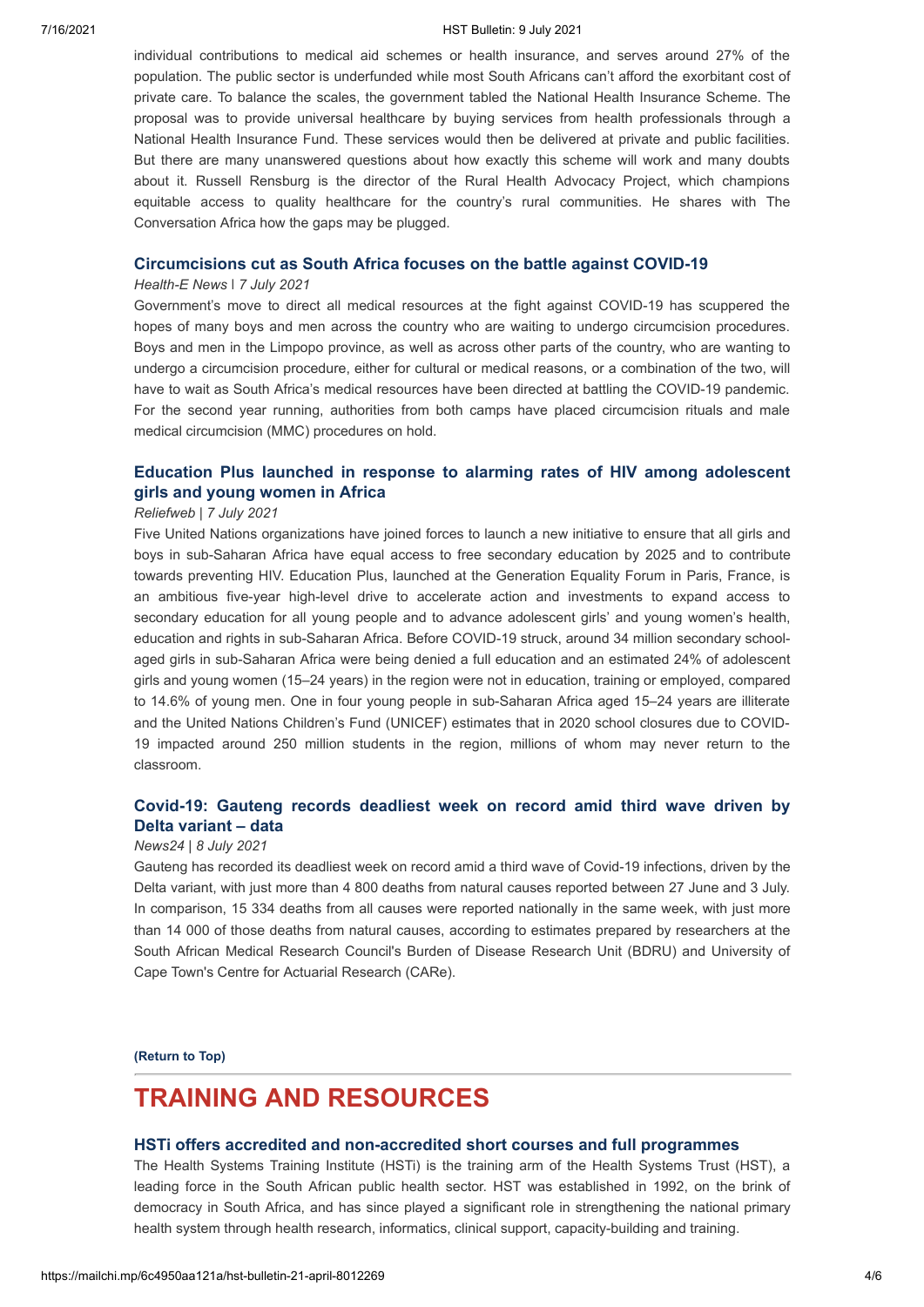individual contributions to medical aid schemes or health insurance, and serves around 27% of the population. The public sector is underfunded while most South Africans can't afford the exorbitant cost of private care. To balance the scales, the government tabled the National Health Insurance Scheme. The proposal was to provide universal healthcare by buying services from health professionals through a National Health Insurance Fund. These services would then be delivered at private and public facilities. But there are many unanswered questions about how exactly this scheme will work and many doubts about it. Russell Rensburg is the director of the Rural Health Advocacy Project, which champions equitable access to quality healthcare for the country's rural communities. He shares with The Conversation Africa how the gaps may be plugged.

### Circumcisions cut as South Africa focuses on the battle against COVID-19

*Health-E News | 7 July 2021*

Government's move to direct all medical resources at the fight against COVID-19 has scuppered the hopes of many boys and men across the country who are waiting to undergo circumcision procedures. Boys and men in the Limpopo province, as well as across other parts of the country, who are wanting to undergo a circumcision procedure, either for cultural or medical reasons, or a combination of the two, will have to wait as South Africa's medical resources have been directed at battling the COVID-19 pandemic. For the second year running, authorities from both camps have placed circumcision rituals and male medical circumcision (MMC) procedures on hold.

### Education Plus launched in response to alarming rates of HIV among adolescent girls and young women in Africa

*Reliefweb | 7 July 2021*

Five United Nations organizations have joined forces to launch a new initiative to ensure that all girls and boys in sub-Saharan Africa have equal access to free secondary education by 2025 and to contribute towards preventing HIV. Education Plus, launched at the Generation Equality Forum in Paris, France, is an ambitious five-year high-level drive to accelerate action and investments to expand access to secondary education for all young people and to advance adolescent girls' and young women's health, education and rights in sub-Saharan Africa. Before COVID-19 struck, around 34 million secondary school-aged girls in sub-Saharan Africa were being denied a full education and an estimated 24% of adolescent girls and young women (15–24 years) in the region were not in education, training or employed, compared to 14.6% of young men. One in four young people in sub-Saharan Africa aged 15–24 years are illiterate and the United Nations Children's Fund (UNICEF) estimates that in 2020 school closures due to COVID-19 impacted around 250 million students in the region, millions of whom may never return to the classroom.

### Covid-19: Gauteng records deadliest week on record amid third wave driven by Delta variant – data

*News24 | 8 July 2021*

Gauteng has recorded its deadliest week on record amid a third wave of Covid-19 infections, driven by the Delta variant, with just more than 4 800 deaths from natural causes reported between 27 June and 3 July. In comparison, 15 334 deaths from all causes were reported nationally in the same week, with just more than 14 000 of those deaths from natural causes, according to estimates prepared by researchers at the South African Medical Research Council's Burden of Disease Research Unit (BDRU) and University of Cape Town's Centre for Actuarial Research (CARe).

**(Return to Top)**

## TRAINING AND RESOURCES

### HSTi offers accredited and non-accredited short courses and full programmes

The Health Systems Training Institute (HSTi) is the training arm of the Health Systems Trust (HST), a leading force in the South African public health sector. HST was established in 1992, on the brink of democracy in South Africa, and has since played a significant role in strengthening the national primary health system through health research, informatics, clinical support, capacity-building and training.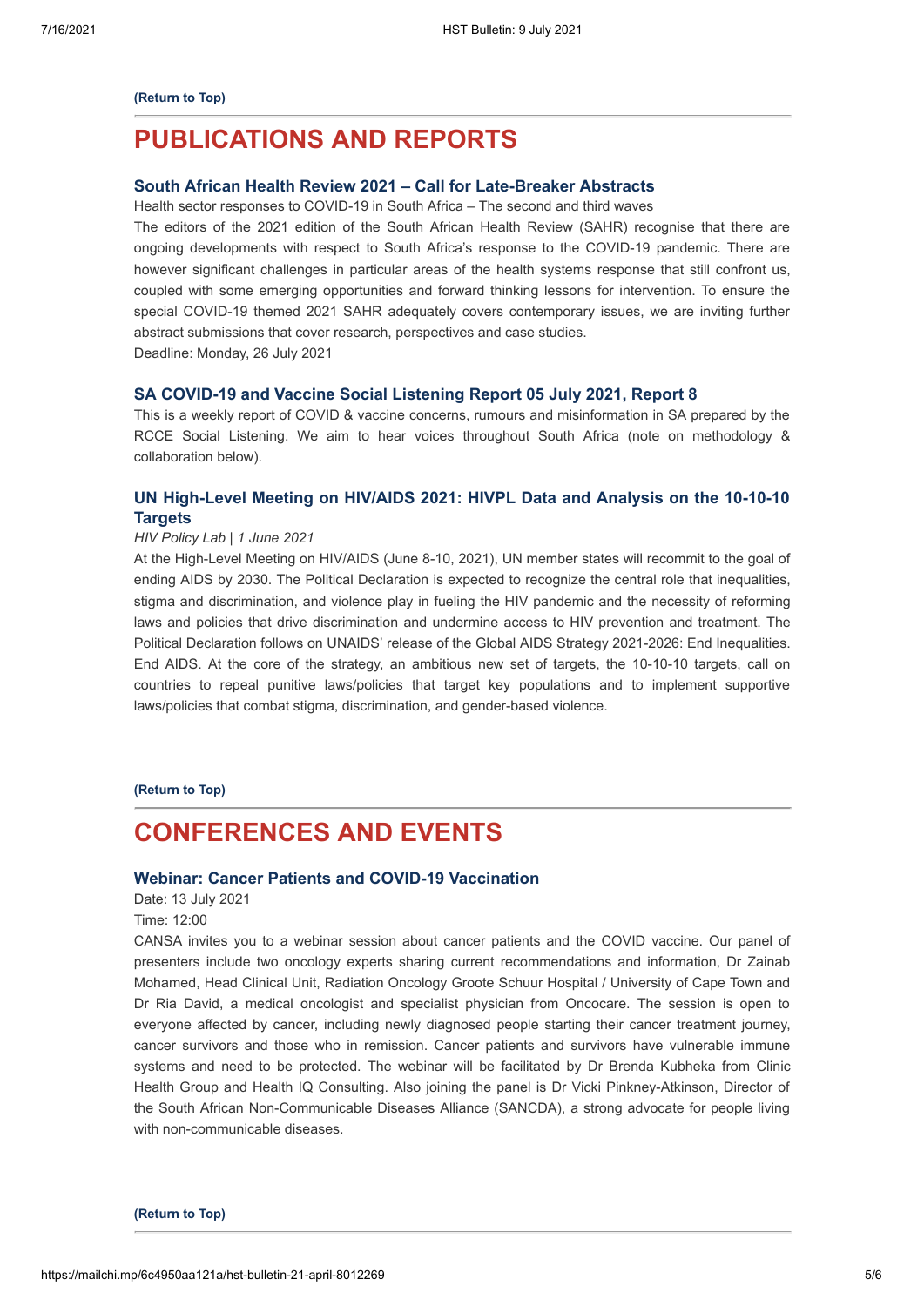**(Return to Top)**

# PUBLICATIONS AND REPORTS

### South African Health Review 2021 – Call for Late-Breaker Abstracts

Health sector responses to COVID-19 in South Africa – The second and third waves

The editors of the 2021 edition of the South African Health Review (SAHR) recognise that there are ongoing developments with respect to South Africa's response to the COVID-19 pandemic. There are however significant challenges in particular areas of the health systems response that still confront us, coupled with some emerging opportunities and forward thinking lessons for intervention. To ensure the special COVID-19 themed 2021 SAHR adequately covers contemporary issues, we are inviting further abstract submissions that cover research, perspectives and case studies.

Deadline: Monday, 26 July 2021

### SA COVID-19 and Vaccine Social Listening Report 05 July 2021, Report 8

This is a weekly report of COVID & vaccine concerns, rumours and misinformation in SA prepared by the RCCE Social Listening. We aim to hear voices throughout South Africa (note on methodology & collaboration below).

### UN High-Level Meeting on HIV/AIDS 2021: HIVPL Data and Analysis on the 10-10-10 Targets

*HIV Policy Lab | 1 June 2021*

At the High-Level Meeting on HIV/AIDS (June 8-10, 2021), UN member states will recommit to the goal of ending AIDS by 2030. The Political Declaration is expected to recognize the central role that inequalities, stigma and discrimination, and violence play in fueling the HIV pandemic and the necessity of reforming laws and policies that drive discrimination and undermine access to HIV prevention and treatment. The Political Declaration follows on UNAIDS' release of the Global AIDS Strategy 2021-2026: End Inequalities. End AIDS. At the core of the strategy, an ambitious new set of targets, the 10-10-10 targets, call on countries to repeal punitive laws/policies that target key populations and to implement supportive laws/policies that combat stigma, discrimination, and gender-based violence.

**(Return to Top)**

# CONFERENCES AND EVENTS

### Webinar: Cancer Patients and COVID-19 Vaccination

Date: 13 July 2021

Time: 12:00

CANSA invites you to a webinar session about cancer patients and the COVID vaccine. Our panel of presenters include two oncology experts sharing current recommendations and information, Dr Zainab Mohamed, Head Clinical Unit, Radiation Oncology Groote Schuur Hospital / University of Cape Town and Dr Ria David, a medical oncologist and specialist physician from Oncocare. The session is open to everyone affected by cancer, including newly diagnosed people starting their cancer treatment journey, cancer survivors and those who in remission. Cancer patients and survivors have vulnerable immune systems and need to be protected. The webinar will be facilitated by Dr Brenda Kubheka from Clinic Health Group and Health IQ Consulting. Also joining the panel is Dr Vicki Pinkney-Atkinson, Director of the South African Non-Communicable Diseases Alliance (SANCDA), a strong advocate for people living with non-communicable diseases.

**(Return to Top)**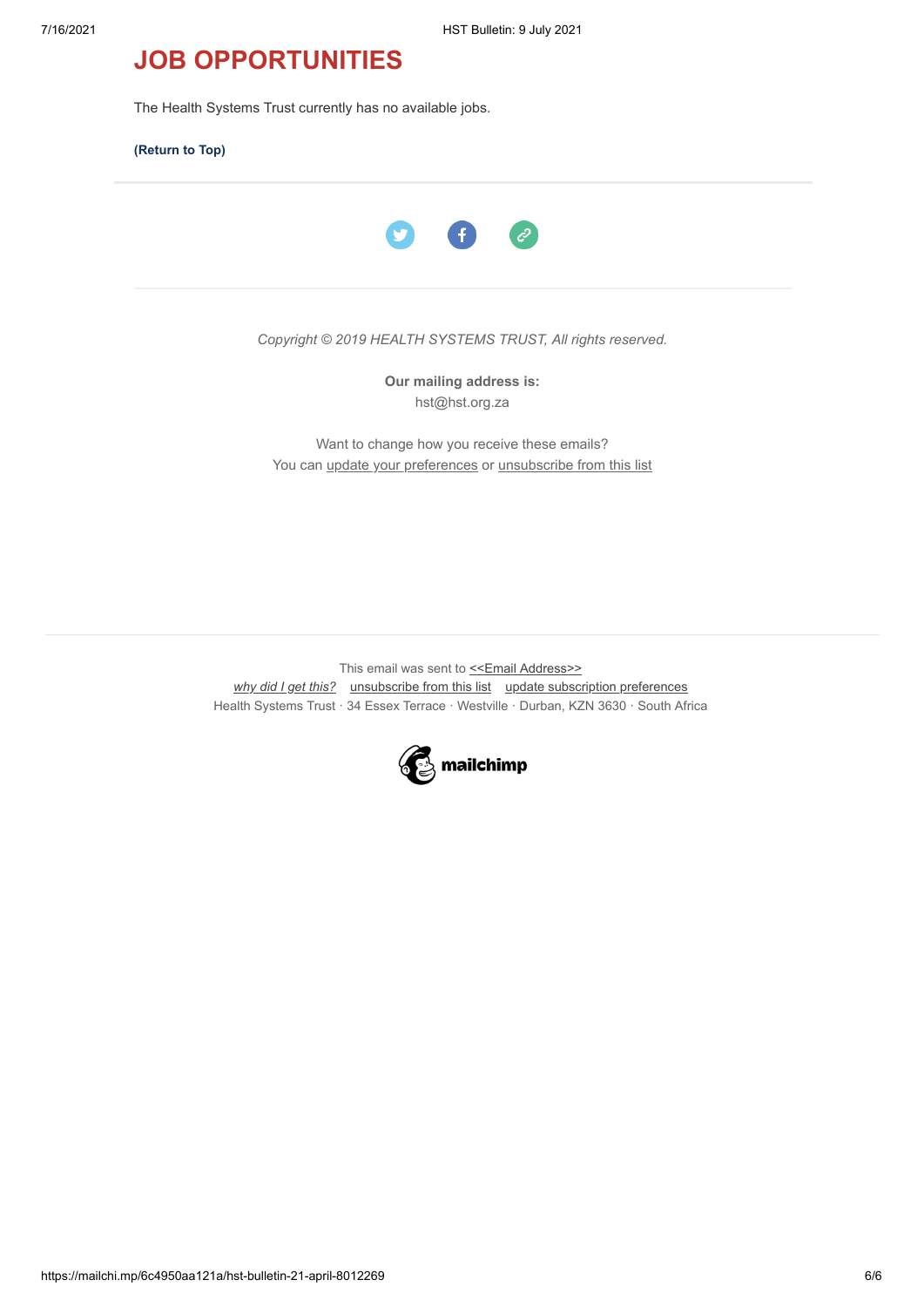## JOB OPPORTUNITIES

The Health Systems Trust currently has no available jobs.

**(Return to Top)**

*Copyright © 2019 HEALTH SYSTEMS TRUST, All rights reserved.*

**Our mailing address is:**
hst@hst.org.za

Want to change how you receive these emails?
You can update your preferences or unsubscribe from this list

This email was sent to <<Email Address>>
*why did I get this?* unsubscribe from this list update subscription preferences
Health Systems Trust · 34 Essex Terrace · Westville · Durban, KZN 3630 · South Africa

mailchimp